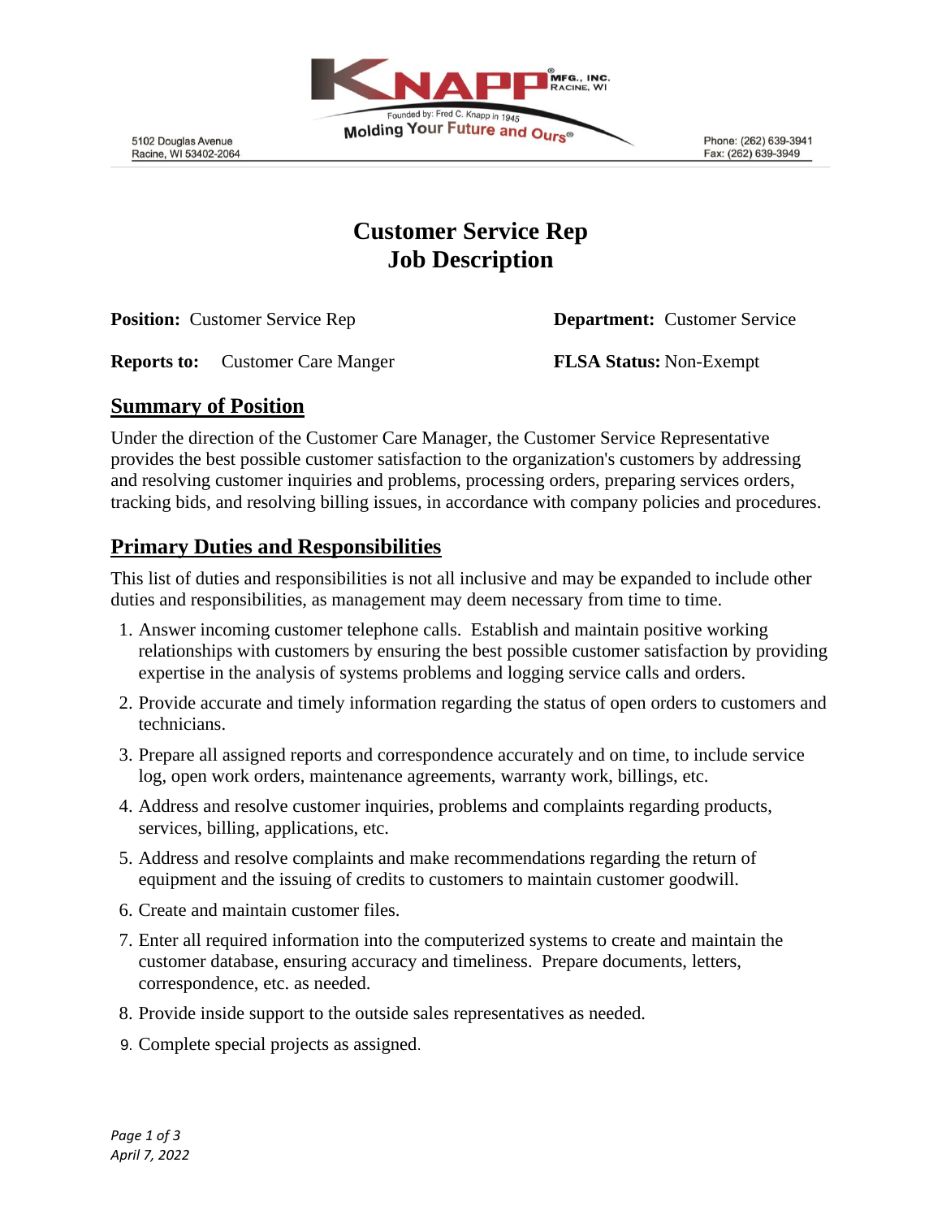5102 Douglas Avenue
Racine, WI 53402-2064

KNAPP MFG., INC. RACINE, WI
Founded by: Fred C. Knapp in 1945
Molding Your Future and Ours®

Phone: (262) 639-3941
Fax: (262) 639-3949

# Customer Service Rep
# Job Description

**Position:** Customer Service Rep

**Department:** Customer Service

**Reports to:** Customer Care Manger

**FLSA Status:** Non-Exempt

## Summary of Position

Under the direction of the Customer Care Manager, the Customer Service Representative provides the best possible customer satisfaction to the organization's customers by addressing and resolving customer inquiries and problems, processing orders, preparing services orders, tracking bids, and resolving billing issues, in accordance with company policies and procedures.

## Primary Duties and Responsibilities

This list of duties and responsibilities is not all inclusive and may be expanded to include other duties and responsibilities, as management may deem necessary from time to time.

1. Answer incoming customer telephone calls. Establish and maintain positive working relationships with customers by ensuring the best possible customer satisfaction by providing expertise in the analysis of systems problems and logging service calls and orders.
2. Provide accurate and timely information regarding the status of open orders to customers and technicians.
3. Prepare all assigned reports and correspondence accurately and on time, to include service log, open work orders, maintenance agreements, warranty work, billings, etc.
4. Address and resolve customer inquiries, problems and complaints regarding products, services, billing, applications, etc.
5. Address and resolve complaints and make recommendations regarding the return of equipment and the issuing of credits to customers to maintain customer goodwill.
6. Create and maintain customer files.
7. Enter all required information into the computerized systems to create and maintain the customer database, ensuring accuracy and timeliness. Prepare documents, letters, correspondence, etc. as needed.
8. Provide inside support to the outside sales representatives as needed.
9. Complete special projects as assigned.

*April 7, 2022*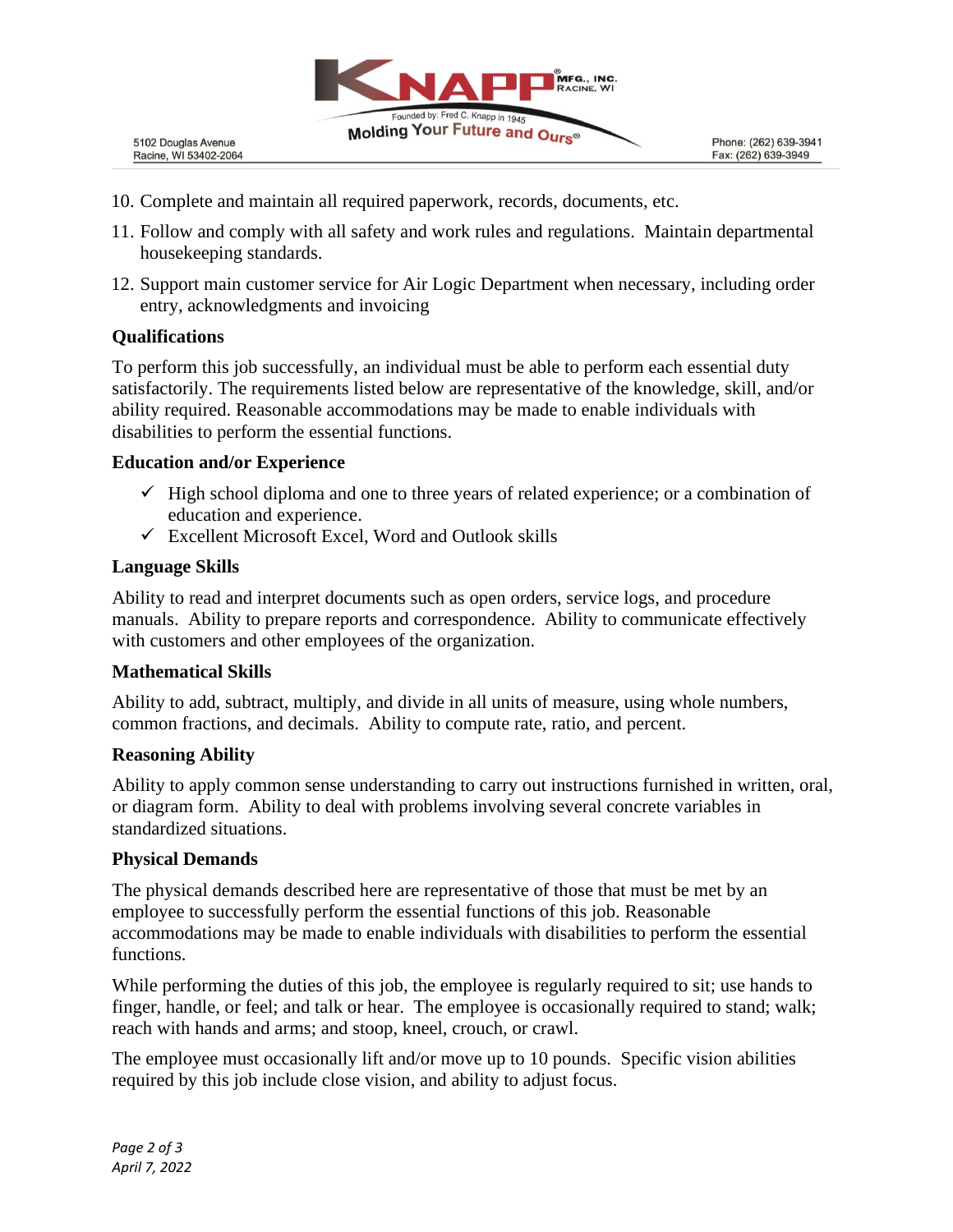10. Complete and maintain all required paperwork, records, documents, etc.
11. Follow and comply with all safety and work rules and regulations. Maintain departmental housekeeping standards.
12. Support main customer service for Air Logic Department when necessary, including order entry, acknowledgments and invoicing

### Qualifications

To perform this job successfully, an individual must be able to perform each essential duty satisfactorily. The requirements listed below are representative of the knowledge, skill, and/or ability required. Reasonable accommodations may be made to enable individuals with disabilities to perform the essential functions.

### Education and/or Experience

- ✓ High school diploma and one to three years of related experience; or a combination of education and experience.
- ✓ Excellent Microsoft Excel, Word and Outlook skills

### Language Skills

Ability to read and interpret documents such as open orders, service logs, and procedure manuals. Ability to prepare reports and correspondence. Ability to communicate effectively with customers and other employees of the organization.

### Mathematical Skills

Ability to add, subtract, multiply, and divide in all units of measure, using whole numbers, common fractions, and decimals. Ability to compute rate, ratio, and percent.

### Reasoning Ability

Ability to apply common sense understanding to carry out instructions furnished in written, oral, or diagram form. Ability to deal with problems involving several concrete variables in standardized situations.

### Physical Demands

The physical demands described here are representative of those that must be met by an employee to successfully perform the essential functions of this job. Reasonable accommodations may be made to enable individuals with disabilities to perform the essential functions.

While performing the duties of this job, the employee is regularly required to sit; use hands to finger, handle, or feel; and talk or hear. The employee is occasionally required to stand; walk; reach with hands and arms; and stoop, kneel, crouch, or crawl.

The employee must occasionally lift and/or move up to 10 pounds. Specific vision abilities required by this job include close vision, and ability to adjust focus.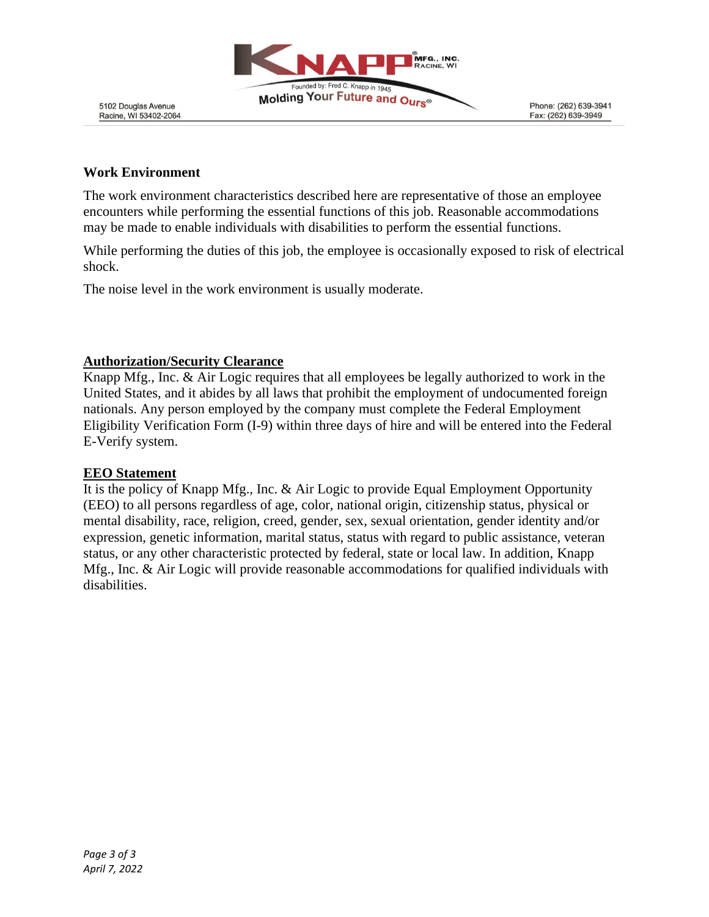## Work Environment

The work environment characteristics described here are representative of those an employee encounters while performing the essential functions of this job. Reasonable accommodations may be made to enable individuals with disabilities to perform the essential functions.

While performing the duties of this job, the employee is occasionally exposed to risk of electrical shock.

The noise level in the work environment is usually moderate.

## Authorization/Security Clearance

Knapp Mfg., Inc. & Air Logic requires that all employees be legally authorized to work in the United States, and it abides by all laws that prohibit the employment of undocumented foreign nationals. Any person employed by the company must complete the Federal Employment Eligibility Verification Form (I-9) within three days of hire and will be entered into the Federal E-Verify system.

## EEO Statement

It is the policy of Knapp Mfg., Inc. & Air Logic to provide Equal Employment Opportunity (EEO) to all persons regardless of age, color, national origin, citizenship status, physical or mental disability, race, religion, creed, gender, sex, sexual orientation, gender identity and/or expression, genetic information, marital status, status with regard to public assistance, veteran status, or any other characteristic protected by federal, state or local law. In addition, Knapp Mfg., Inc. & Air Logic will provide reasonable accommodations for qualified individuals with disabilities.

*April 7, 2022*